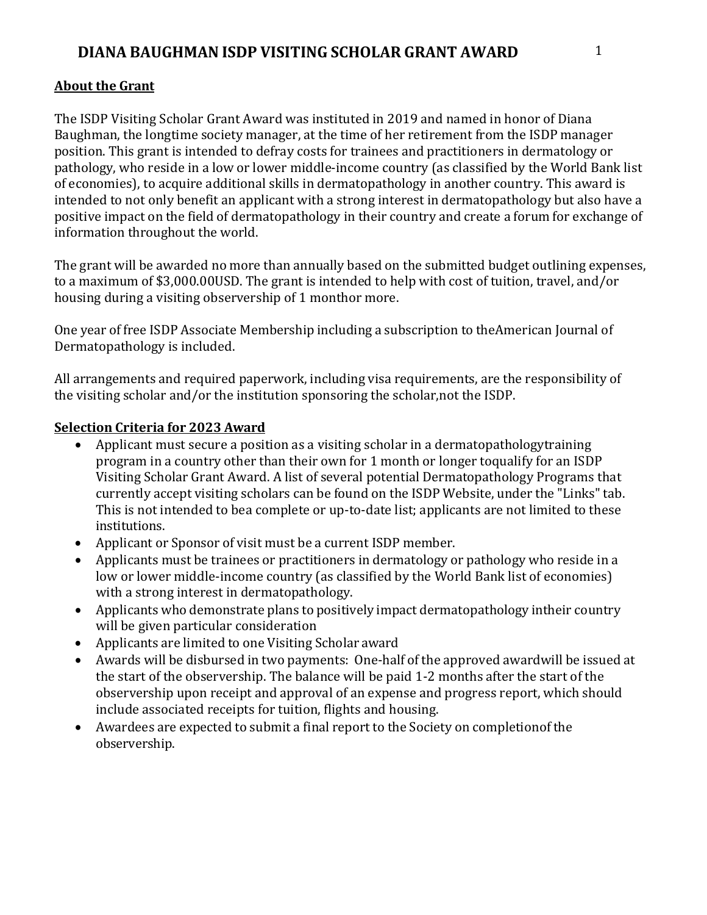# DIANA BAUGHMAN ISDP VISITING SCHOLAR GRANT AWARD

## About the Grant

The ISDP Visiting Scholar Grant Award was instituted in 2019 and named in honor of Diana Baughman, the longtime society manager, at the time of her retirement from the ISDP manager position. This grant is intended to defray costs for trainees and practitioners in dermatology or pathology, who reside in a low or lower middle-income country (as classified by the World Bank list of economies), to acquire additional skills in dermatopathology in another country. This award is intended to not only benefit an applicant with a strong interest in dermatopathology but also have a positive impact on the field of dermatopathology in their country and create a forum for exchange of information throughout the world.

The grant will be awarded no more than annually based on the submitted budget outlining expenses, to a maximum of $3,000.00USD. The grant is intended to help with cost of tuition, travel, and/or housing during a visiting observership of 1 monthor more.

One year of free ISDP Associate Membership including a subscription to theAmerican Journal of Dermatopathology is included.

All arrangements and required paperwork, including visa requirements, are the responsibility of the visiting scholar and/or the institution sponsoring the scholar,not the ISDP.

## Selection Criteria for 2023 Award

- Applicant must secure a position as a visiting scholar in a dermatopathologytraining program in a country other than their own for 1 month or longer toqualify for an ISDP Visiting Scholar Grant Award. A list of several potential Dermatopathology Programs that currently accept visiting scholars can be found on the ISDP Website, under the "Links" tab. This is not intended to bea complete or up-to-date list; applicants are not limited to these institutions.
- Applicant or Sponsor of visit must be a current ISDP member.
- Applicants must be trainees or practitioners in dermatology or pathology who reside in a low or lower middle-income country (as classified by the World Bank list of economies) with a strong interest in dermatopathology.
- Applicants who demonstrate plans to positively impact dermatopathology intheir country will be given particular consideration
- Applicants are limited to one Visiting Scholar award
- Awards will be disbursed in two payments: One-half of the approved awardwill be issued at the start of the observership. The balance will be paid 1-2 months after the start of the observership upon receipt and approval of an expense and progress report, which should include associated receipts for tuition, flights and housing.
- Awardees are expected to submit a final report to the Society on completionof the observership.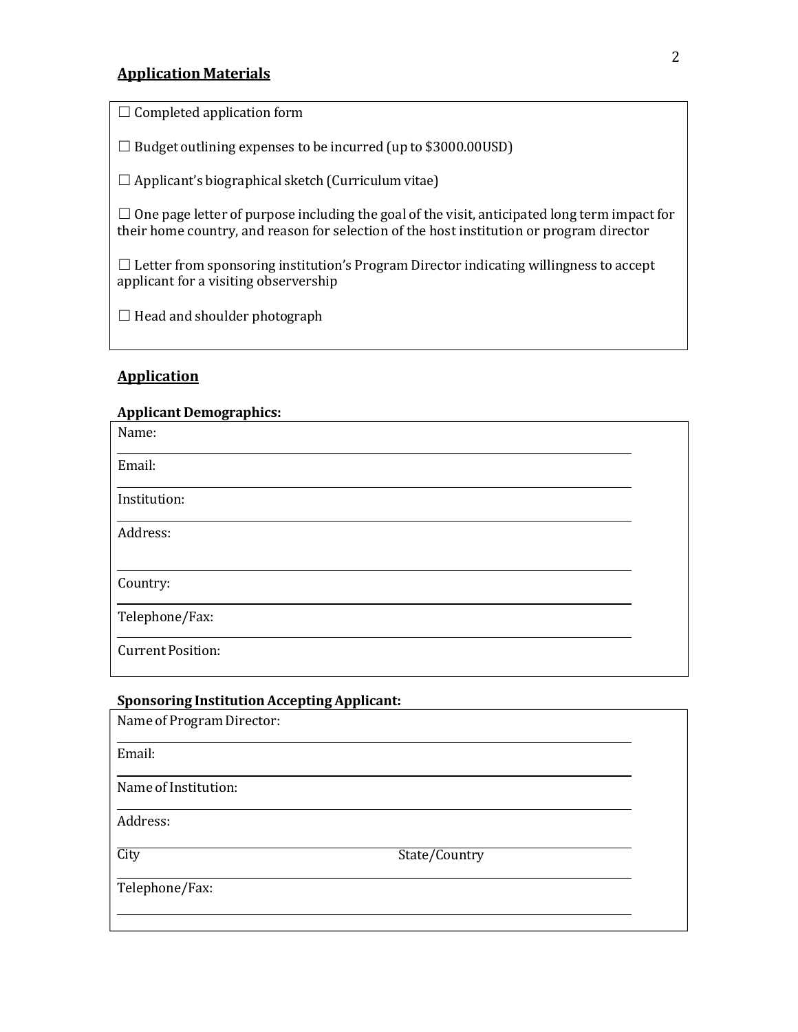## Application Materials

☐ Completed application form

☐ Budget outlining expenses to be incurred (up to $3000.00USD)

☐ Applicant's biographical sketch (Curriculum vitae)

☐ One page letter of purpose including the goal of the visit, anticipated long term impact for their home country, and reason for selection of the host institution or program director

☐ Letter from sponsoring institution's Program Director indicating willingness to accept applicant for a visiting observership

☐ Head and shoulder photograph

## Application

**Applicant Demographics:**

Name:

Email:

Institution:

Address:

Country:

Telephone/Fax:

Current Position:

**Sponsoring Institution Accepting Applicant:**

Name of Program Director:

Email:

Name of Institution:

Address:

City State/Country

Telephone/Fax: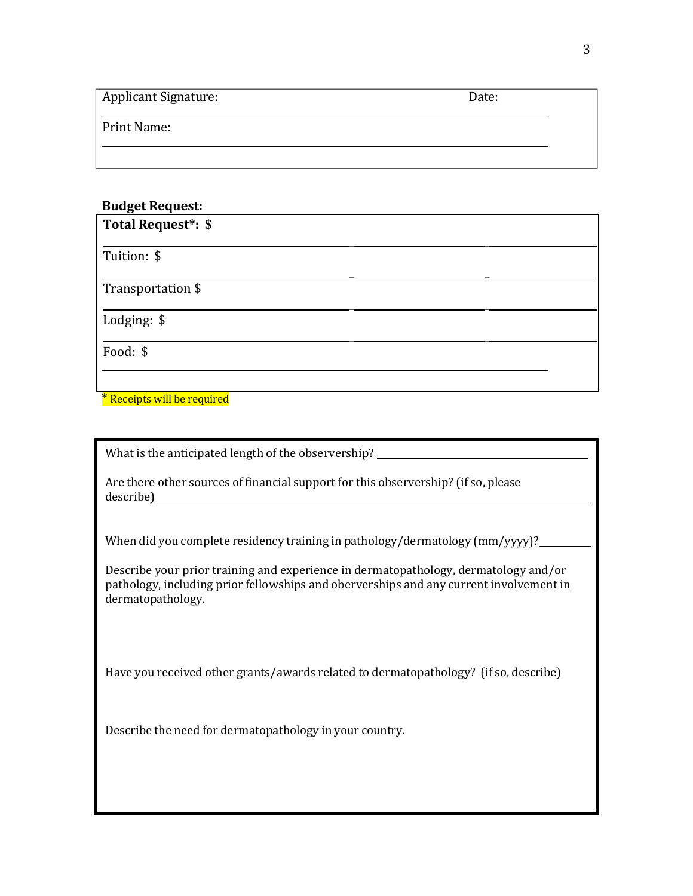Applicant Signature: Date:

Print Name:

**Budget Request:**

**Total Request*: $**

Tuition: $

Transportation $

Lodging: $

Food: $

* Receipts will be required

What is the anticipated length of the observership?

Are there other sources of financial support for this observership? (if so, please describe)

When did you complete residency training in pathology/dermatology (mm/yyyy)?

Describe your prior training and experience in dermatopathology, dermatology and/or pathology, including prior fellowships and oberverships and any current involvement in dermatopathology.

Have you received other grants/awards related to dermatopathology? (if so, describe)

Describe the need for dermatopathology in your country.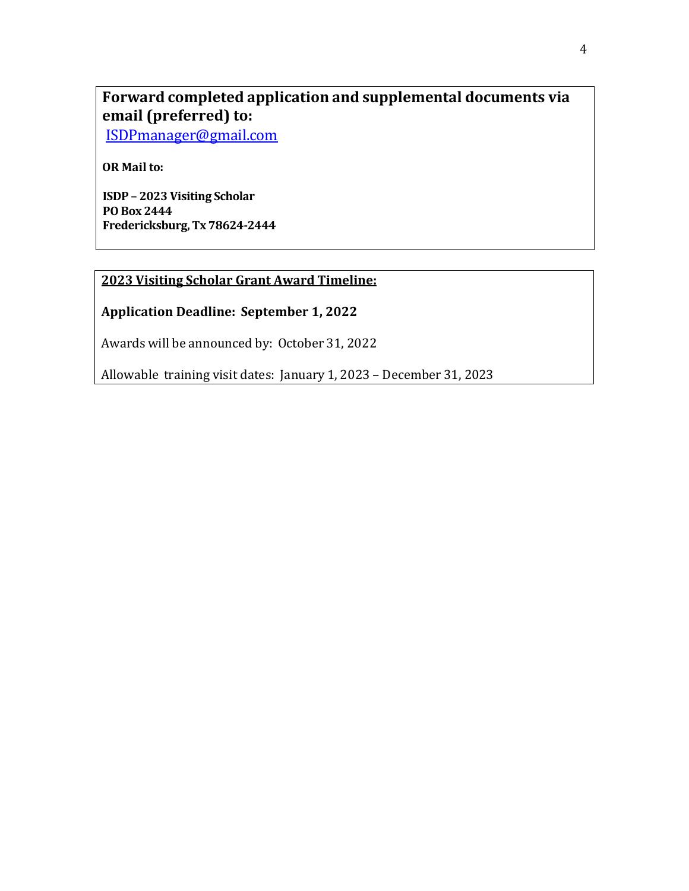**Forward completed application and supplemental documents via email (preferred) to:**

ISDPmanager@gmail.com

**OR Mail to:**

**ISDP – 2023 Visiting Scholar**
**PO Box 2444**
**Fredericksburg, Tx 78624-2444**

**2023 Visiting Scholar Grant Award Timeline:**

**Application Deadline: September 1, 2022**

Awards will be announced by: October 31, 2022

Allowable training visit dates: January 1, 2023 – December 31, 2023